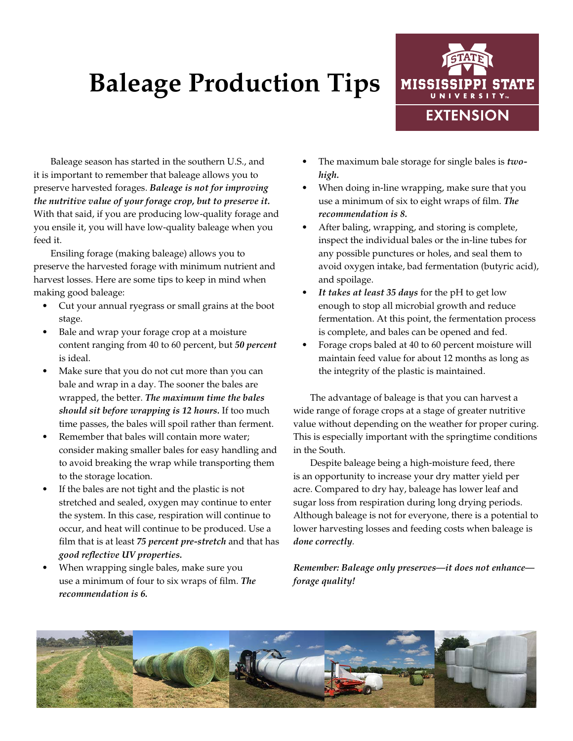# Baleage Production Tips

Baleage season has started in the southern U.S., and it is important to remember that baleage allows you to preserve harvested forages. ***Baleage is not for improving the nutritive value of your forage crop, but to preserve it.*** With that said, if you are producing low-quality forage and you ensile it, you will have low-quality baleage when you feed it.

Ensiling forage (making baleage) allows you to preserve the harvested forage with minimum nutrient and harvest losses. Here are some tips to keep in mind when making good baleage:

- Cut your annual ryegrass or small grains at the boot stage.
- Bale and wrap your forage crop at a moisture content ranging from 40 to 60 percent, but ***50 percent*** is ideal.
- Make sure that you do not cut more than you can bale and wrap in a day. The sooner the bales are wrapped, the better. ***The maximum time the bales should sit before wrapping is 12 hours.*** If too much time passes, the bales will spoil rather than ferment.
- Remember that bales will contain more water; consider making smaller bales for easy handling and to avoid breaking the wrap while transporting them to the storage location.
- If the bales are not tight and the plastic is not stretched and sealed, oxygen may continue to enter the system. In this case, respiration will continue to occur, and heat will continue to be produced. Use a film that is at least ***75 percent pre-stretch*** and that has ***good reflective UV properties.***
- When wrapping single bales, make sure you use a minimum of four to six wraps of film. ***The recommendation is 6.***
- The maximum bale storage for single bales is ***two-high.***
- When doing in-line wrapping, make sure that you use a minimum of six to eight wraps of film. ***The recommendation is 8.***
- After baling, wrapping, and storing is complete, inspect the individual bales or the in-line tubes for any possible punctures or holes, and seal them to avoid oxygen intake, bad fermentation (butyric acid), and spoilage.
- ***It takes at least 35 days*** for the pH to get low enough to stop all microbial growth and reduce fermentation. At this point, the fermentation process is complete, and bales can be opened and fed.
- Forage crops baled at 40 to 60 percent moisture will maintain feed value for about 12 months as long as the integrity of the plastic is maintained.

The advantage of baleage is that you can harvest a wide range of forage crops at a stage of greater nutritive value without depending on the weather for proper curing. This is especially important with the springtime conditions in the South.

Despite baleage being a high-moisture feed, there is an opportunity to increase your dry matter yield per acre. Compared to dry hay, baleage has lower leaf and sugar loss from respiration during long drying periods. Although baleage is not for everyone, there is a potential to lower harvesting losses and feeding costs when baleage is ***done correctly***.

***Remember: Baleage only preserves—it does not enhance—forage quality!***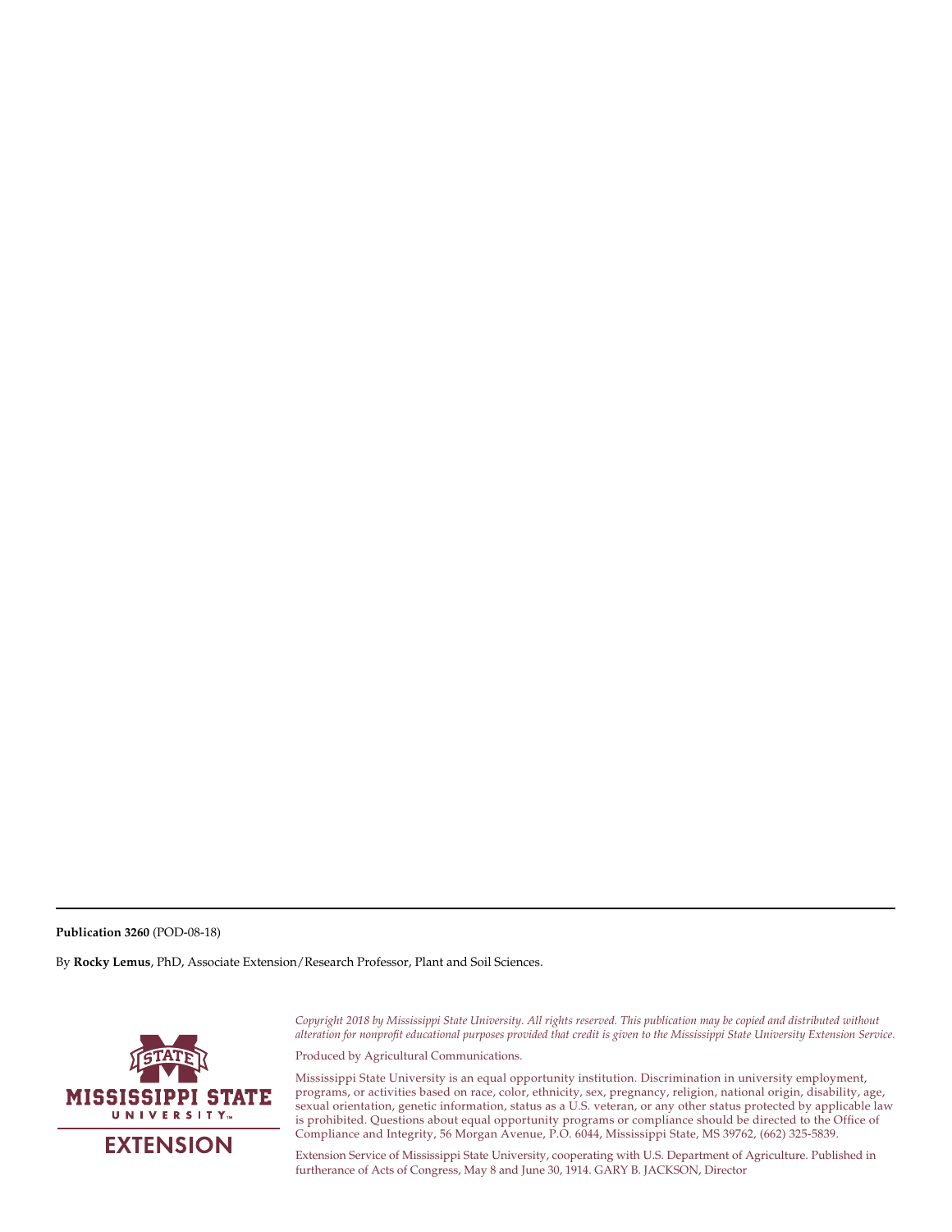**Publication 3260** (POD-08-18)

By **Rocky Lemus**, PhD, Associate Extension/Research Professor, Plant and Soil Sciences.

MISSISSIPPI STATE UNIVERSITY™ EXTENSION

*Copyright 2018 by Mississippi State University. All rights reserved. This publication may be copied and distributed without alteration for nonprofit educational purposes provided that credit is given to the Mississippi State University Extension Service.*

Produced by Agricultural Communications.

Mississippi State University is an equal opportunity institution. Discrimination in university employment, programs, or activities based on race, color, ethnicity, sex, pregnancy, religion, national origin, disability, age, sexual orientation, genetic information, status as a U.S. veteran, or any other status protected by applicable law is prohibited. Questions about equal opportunity programs or compliance should be directed to the Office of Compliance and Integrity, 56 Morgan Avenue, P.O. 6044, Mississippi State, MS 39762, (662) 325-5839.

Extension Service of Mississippi State University, cooperating with U.S. Department of Agriculture. Published in furtherance of Acts of Congress, May 8 and June 30, 1914. GARY B. JACKSON, Director